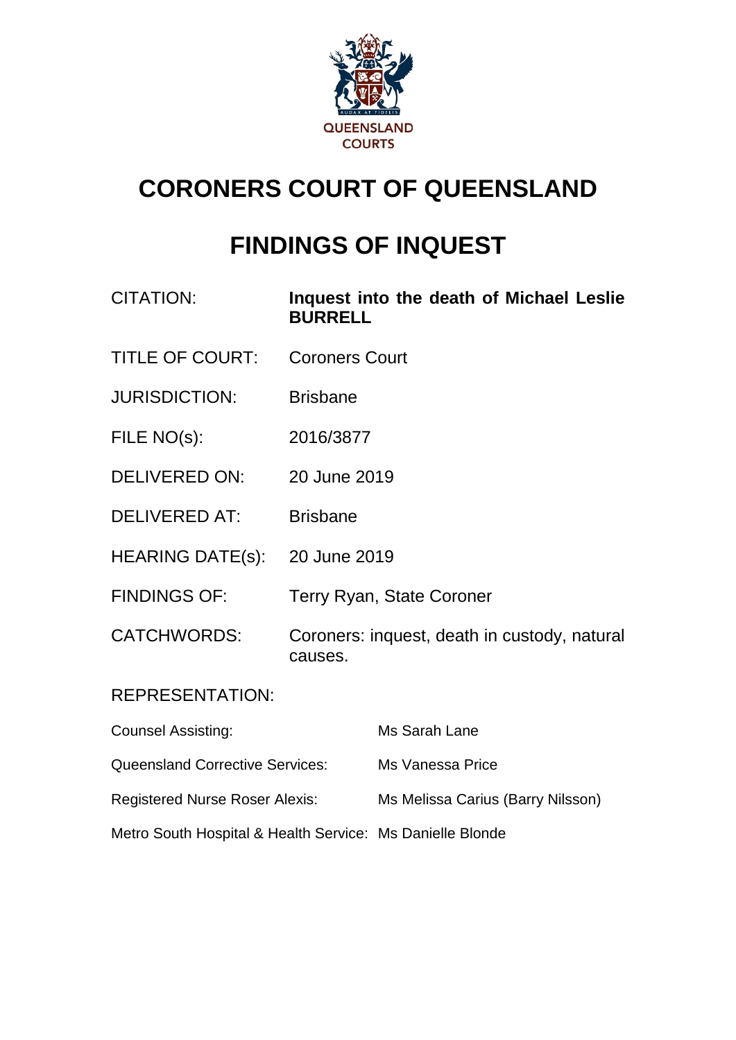QUEENSLAND COURTS

# CORONERS COURT OF QUEENSLAND

# FINDINGS OF INQUEST

| | |
|---|---|
| CITATION: | **Inquest into the death of Michael Leslie BURRELL** |
| TITLE OF COURT: | Coroners Court |
| JURISDICTION: | Brisbane |
| FILE NO(s): | 2016/3877 |
| DELIVERED ON: | 20 June 2019 |
| DELIVERED AT: | Brisbane |
| HEARING DATE(s): | 20 June 2019 |
| FINDINGS OF: | Terry Ryan, State Coroner |
| CATCHWORDS: | Coroners: inquest, death in custody, natural causes. |

REPRESENTATION:

| | |
|---|---|
| Counsel Assisting: | Ms Sarah Lane |
| Queensland Corrective Services: | Ms Vanessa Price |
| Registered Nurse Roser Alexis: | Ms Melissa Carius (Barry Nilsson) |
| Metro South Hospital & Health Service: | Ms Danielle Blonde |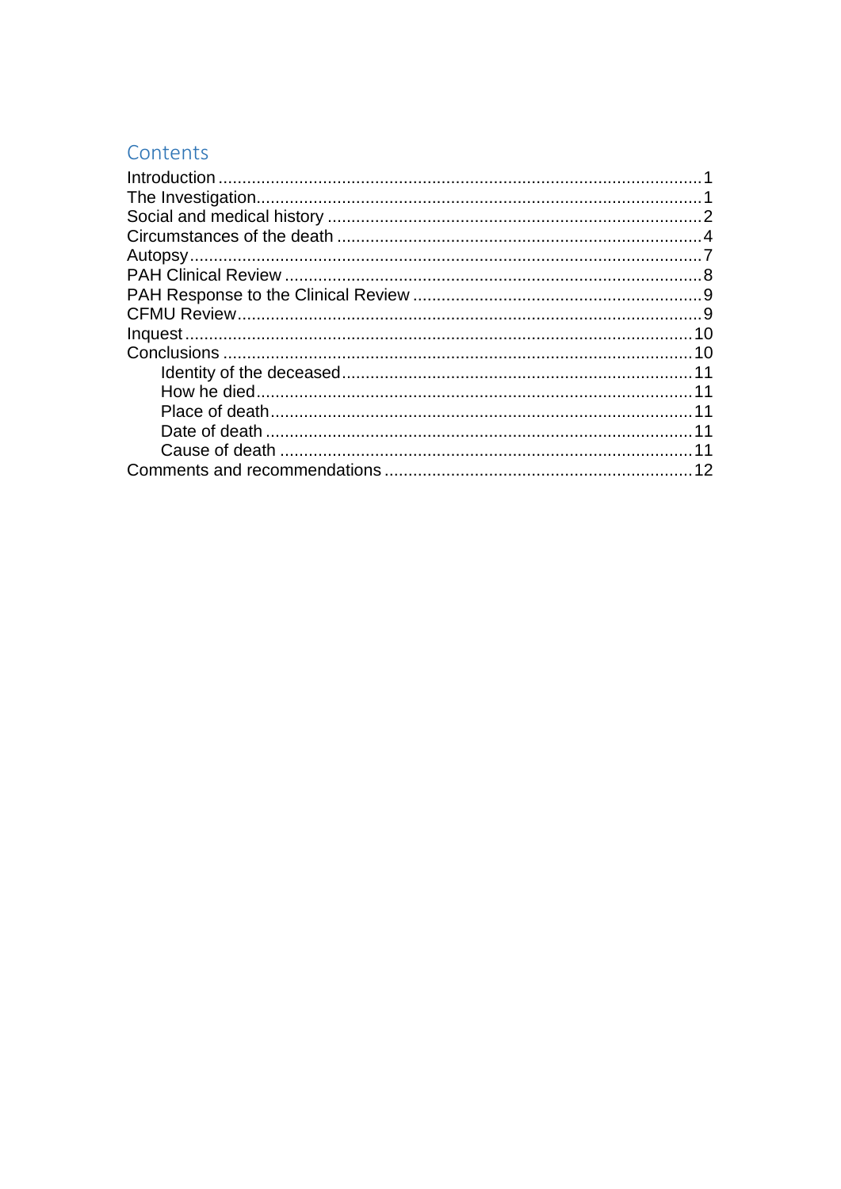## Contents

- Introduction ..................... 1
- The Investigation ..................... 1
- Social and medical history ..................... 2
- Circumstances of the death ..................... 4
- Autopsy ..................... 7
- PAH Clinical Review ..................... 8
- PAH Response to the Clinical Review ..................... 9
- CFMU Review ..................... 9
- Inquest ..................... 10
- Conclusions ..................... 10
  - Identity of the deceased ..................... 11
  - How he died ..................... 11
  - Place of death ..................... 11
  - Date of death ..................... 11
  - Cause of death ..................... 11
- Comments and recommendations ..................... 12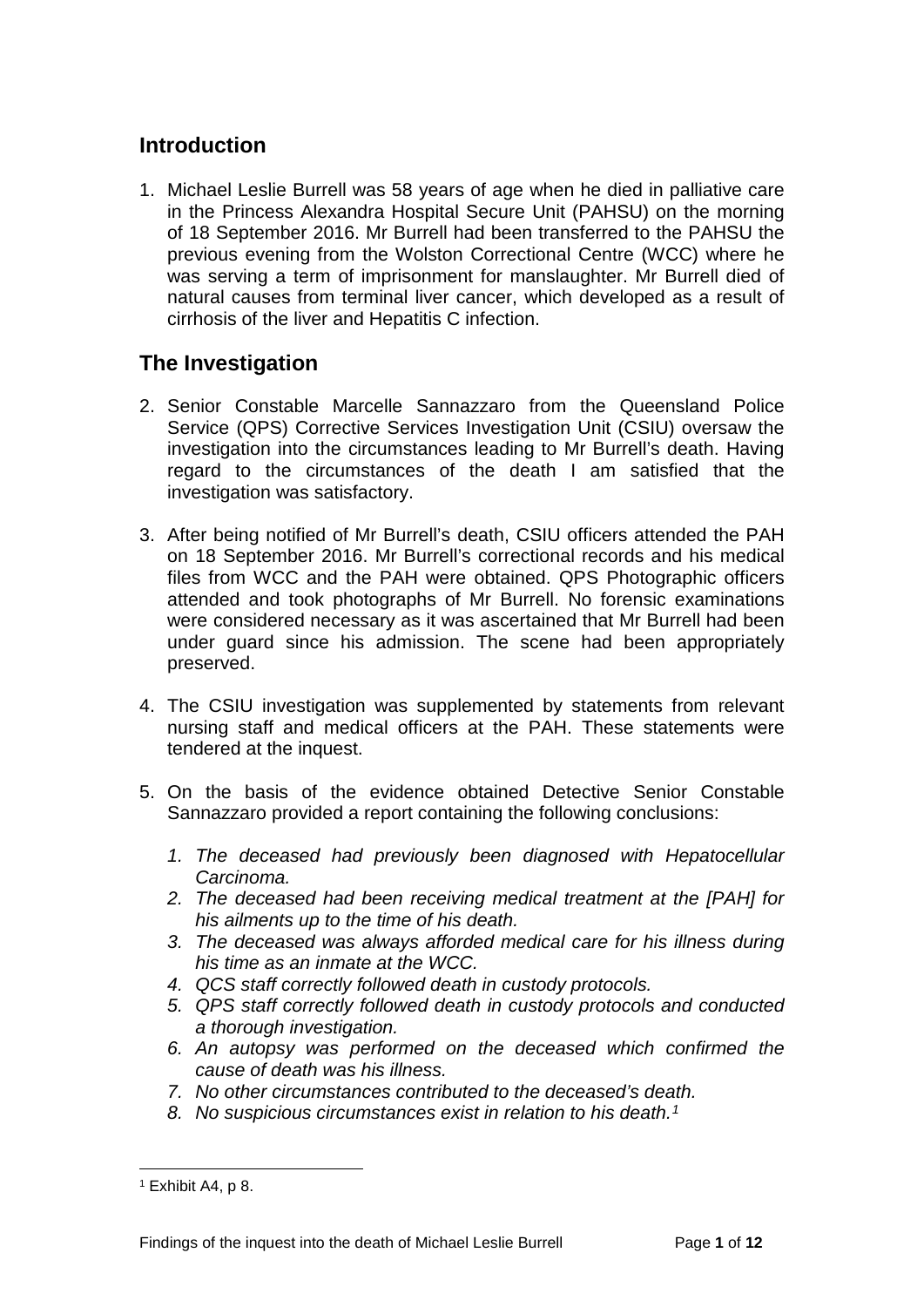## Introduction

1. Michael Leslie Burrell was 58 years of age when he died in palliative care in the Princess Alexandra Hospital Secure Unit (PAHSU) on the morning of 18 September 2016. Mr Burrell had been transferred to the PAHSU the previous evening from the Wolston Correctional Centre (WCC) where he was serving a term of imprisonment for manslaughter. Mr Burrell died of natural causes from terminal liver cancer, which developed as a result of cirrhosis of the liver and Hepatitis C infection.

## The Investigation

2. Senior Constable Marcelle Sannazzaro from the Queensland Police Service (QPS) Corrective Services Investigation Unit (CSIU) oversaw the investigation into the circumstances leading to Mr Burrell's death. Having regard to the circumstances of the death I am satisfied that the investigation was satisfactory.

3. After being notified of Mr Burrell's death, CSIU officers attended the PAH on 18 September 2016. Mr Burrell's correctional records and his medical files from WCC and the PAH were obtained. QPS Photographic officers attended and took photographs of Mr Burrell. No forensic examinations were considered necessary as it was ascertained that Mr Burrell had been under guard since his admission. The scene had been appropriately preserved.

4. The CSIU investigation was supplemented by statements from relevant nursing staff and medical officers at the PAH. These statements were tendered at the inquest.

5. On the basis of the evidence obtained Detective Senior Constable Sannazzaro provided a report containing the following conclusions:

   1. *The deceased had previously been diagnosed with Hepatocellular Carcinoma.*
   2. *The deceased had been receiving medical treatment at the [PAH] for his ailments up to the time of his death.*
   3. *The deceased was always afforded medical care for his illness during his time as an inmate at the WCC.*
   4. *QCS staff correctly followed death in custody protocols.*
   5. *QPS staff correctly followed death in custody protocols and conducted a thorough investigation.*
   6. *An autopsy was performed on the deceased which confirmed the cause of death was his illness.*
   7. *No other circumstances contributed to the deceased's death.*
   8. *No suspicious circumstances exist in relation to his death.*[1]

---

[1] Exhibit A4, p 8.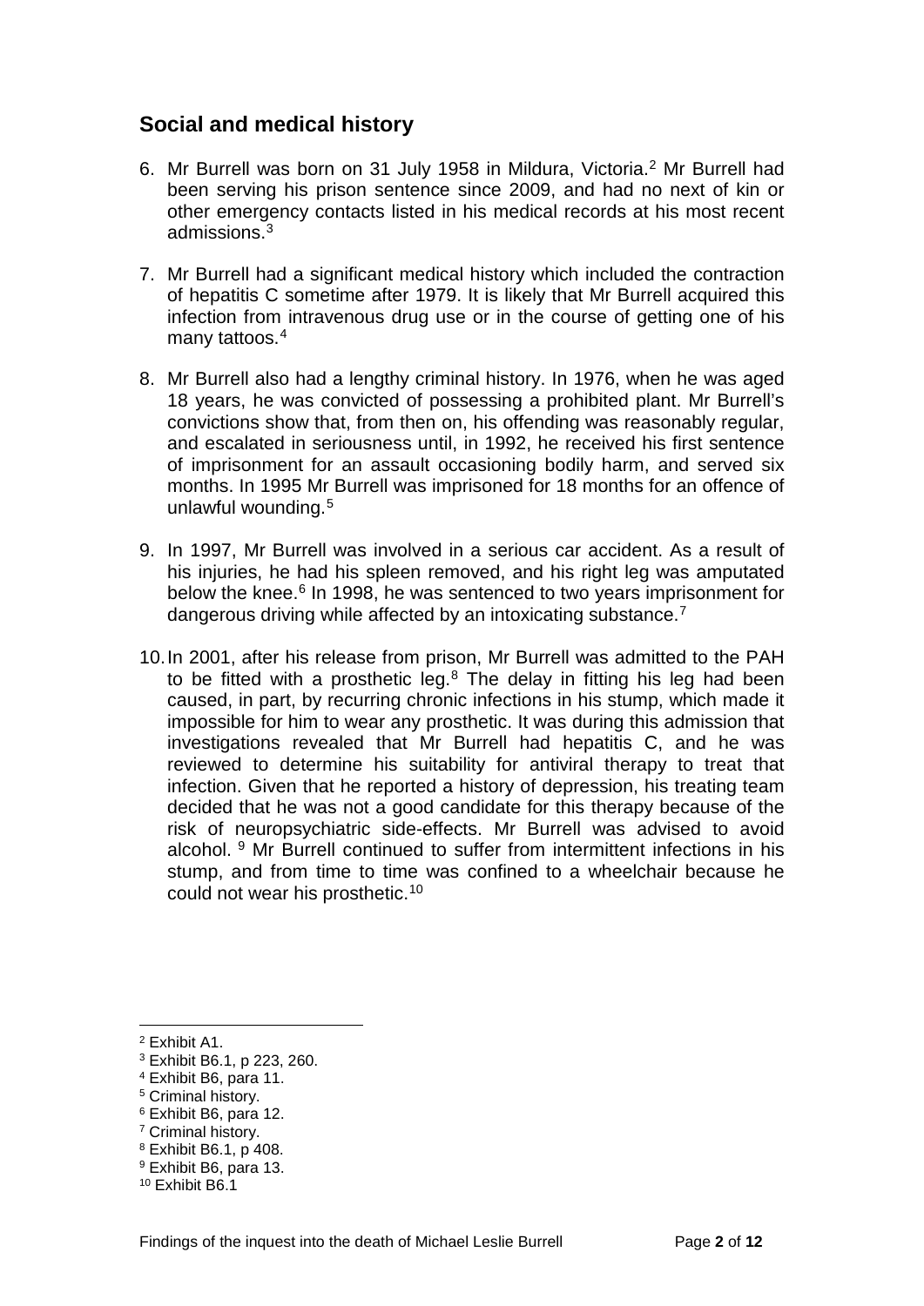## Social and medical history

6. Mr Burrell was born on 31 July 1958 in Mildura, Victoria.[2] Mr Burrell had been serving his prison sentence since 2009, and had no next of kin or other emergency contacts listed in his medical records at his most recent admissions.[3]

7. Mr Burrell had a significant medical history which included the contraction of hepatitis C sometime after 1979. It is likely that Mr Burrell acquired this infection from intravenous drug use or in the course of getting one of his many tattoos.[4]

8. Mr Burrell also had a lengthy criminal history. In 1976, when he was aged 18 years, he was convicted of possessing a prohibited plant. Mr Burrell's convictions show that, from then on, his offending was reasonably regular, and escalated in seriousness until, in 1992, he received his first sentence of imprisonment for an assault occasioning bodily harm, and served six months. In 1995 Mr Burrell was imprisoned for 18 months for an offence of unlawful wounding.[5]

9. In 1997, Mr Burrell was involved in a serious car accident. As a result of his injuries, he had his spleen removed, and his right leg was amputated below the knee.[6] In 1998, he was sentenced to two years imprisonment for dangerous driving while affected by an intoxicating substance.[7]

10. In 2001, after his release from prison, Mr Burrell was admitted to the PAH to be fitted with a prosthetic leg.[8] The delay in fitting his leg had been caused, in part, by recurring chronic infections in his stump, which made it impossible for him to wear any prosthetic. It was during this admission that investigations revealed that Mr Burrell had hepatitis C, and he was reviewed to determine his suitability for antiviral therapy to treat that infection. Given that he reported a history of depression, his treating team decided that he was not a good candidate for this therapy because of the risk of neuropsychiatric side-effects. Mr Burrell was advised to avoid alcohol. [9] Mr Burrell continued to suffer from intermittent infections in his stump, and from time to time was confined to a wheelchair because he could not wear his prosthetic.[10]

---

[2] Exhibit A1.
[3] Exhibit B6.1, p 223, 260.
[4] Exhibit B6, para 11.
[5] Criminal history.
[6] Exhibit B6, para 12.
[7] Criminal history.
[8] Exhibit B6.1, p 408.
[9] Exhibit B6, para 13.
[10] Exhibit B6.1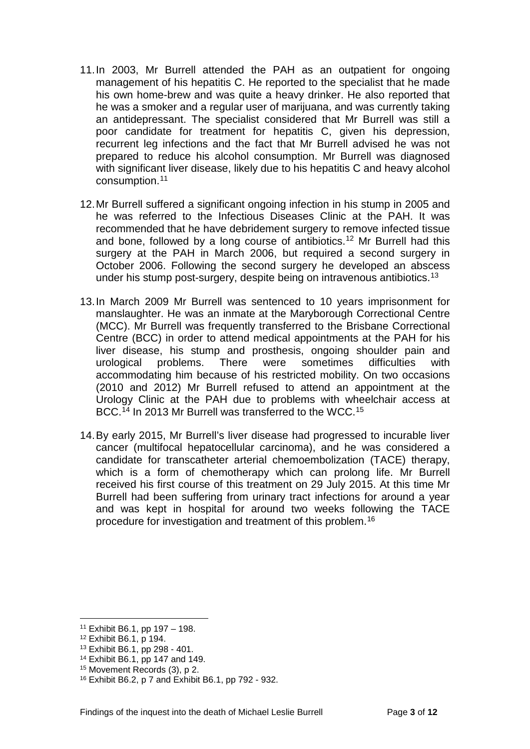11. In 2003, Mr Burrell attended the PAH as an outpatient for ongoing management of his hepatitis C. He reported to the specialist that he made his own home-brew and was quite a heavy drinker. He also reported that he was a smoker and a regular user of marijuana, and was currently taking an antidepressant. The specialist considered that Mr Burrell was still a poor candidate for treatment for hepatitis C, given his depression, recurrent leg infections and the fact that Mr Burrell advised he was not prepared to reduce his alcohol consumption. Mr Burrell was diagnosed with significant liver disease, likely due to his hepatitis C and heavy alcohol consumption.[11]

12. Mr Burrell suffered a significant ongoing infection in his stump in 2005 and he was referred to the Infectious Diseases Clinic at the PAH. It was recommended that he have debridement surgery to remove infected tissue and bone, followed by a long course of antibiotics.[12] Mr Burrell had this surgery at the PAH in March 2006, but required a second surgery in October 2006. Following the second surgery he developed an abscess under his stump post-surgery, despite being on intravenous antibiotics.[13]

13. In March 2009 Mr Burrell was sentenced to 10 years imprisonment for manslaughter. He was an inmate at the Maryborough Correctional Centre (MCC). Mr Burrell was frequently transferred to the Brisbane Correctional Centre (BCC) in order to attend medical appointments at the PAH for his liver disease, his stump and prosthesis, ongoing shoulder pain and urological problems. There were sometimes difficulties with accommodating him because of his restricted mobility. On two occasions (2010 and 2012) Mr Burrell refused to attend an appointment at the Urology Clinic at the PAH due to problems with wheelchair access at BCC.[14] In 2013 Mr Burrell was transferred to the WCC.[15]

14. By early 2015, Mr Burrell's liver disease had progressed to incurable liver cancer (multifocal hepatocellular carcinoma), and he was considered a candidate for transcatheter arterial chemoembolization (TACE) therapy, which is a form of chemotherapy which can prolong life. Mr Burrell received his first course of this treatment on 29 July 2015. At this time Mr Burrell had been suffering from urinary tract infections for around a year and was kept in hospital for around two weeks following the TACE procedure for investigation and treatment of this problem.[16]

---

[11] Exhibit B6.1, pp 197 – 198.

[12] Exhibit B6.1, p 194.

[13] Exhibit B6.1, pp 298 - 401.

[14] Exhibit B6.1, pp 147 and 149.

[15] Movement Records (3), p 2.

[16] Exhibit B6.2, p 7 and Exhibit B6.1, pp 792 - 932.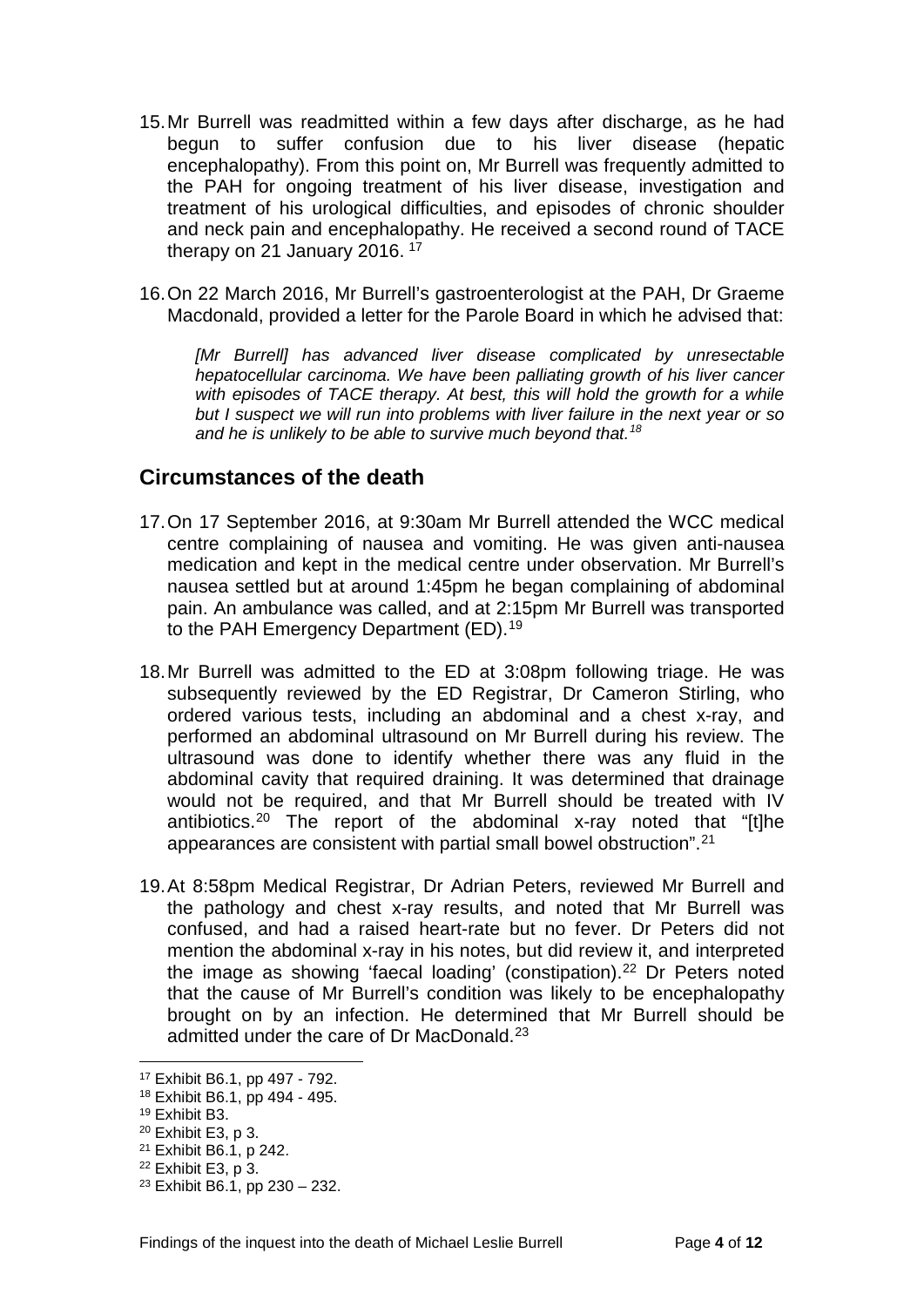15. Mr Burrell was readmitted within a few days after discharge, as he had begun to suffer confusion due to his liver disease (hepatic encephalopathy). From this point on, Mr Burrell was frequently admitted to the PAH for ongoing treatment of his liver disease, investigation and treatment of his urological difficulties, and episodes of chronic shoulder and neck pain and encephalopathy. He received a second round of TACE therapy on 21 January 2016. [17]

16. On 22 March 2016, Mr Burrell's gastroenterologist at the PAH, Dr Graeme Macdonald, provided a letter for the Parole Board in which he advised that:

   *[Mr Burrell] has advanced liver disease complicated by unresectable hepatocellular carcinoma. We have been palliating growth of his liver cancer with episodes of TACE therapy. At best, this will hold the growth for a while but I suspect we will run into problems with liver failure in the next year or so and he is unlikely to be able to survive much beyond that.*[18]

## Circumstances of the death

17. On 17 September 2016, at 9:30am Mr Burrell attended the WCC medical centre complaining of nausea and vomiting. He was given anti-nausea medication and kept in the medical centre under observation. Mr Burrell's nausea settled but at around 1:45pm he began complaining of abdominal pain. An ambulance was called, and at 2:15pm Mr Burrell was transported to the PAH Emergency Department (ED).[19]

18. Mr Burrell was admitted to the ED at 3:08pm following triage. He was subsequently reviewed by the ED Registrar, Dr Cameron Stirling, who ordered various tests, including an abdominal and a chest x-ray, and performed an abdominal ultrasound on Mr Burrell during his review. The ultrasound was done to identify whether there was any fluid in the abdominal cavity that required draining. It was determined that drainage would not be required, and that Mr Burrell should be treated with IV antibiotics.[20] The report of the abdominal x-ray noted that "[t]he appearances are consistent with partial small bowel obstruction".[21]

19. At 8:58pm Medical Registrar, Dr Adrian Peters, reviewed Mr Burrell and the pathology and chest x-ray results, and noted that Mr Burrell was confused, and had a raised heart-rate but no fever. Dr Peters did not mention the abdominal x-ray in his notes, but did review it, and interpreted the image as showing 'faecal loading' (constipation).[22] Dr Peters noted that the cause of Mr Burrell's condition was likely to be encephalopathy brought on by an infection. He determined that Mr Burrell should be admitted under the care of Dr MacDonald.[23]

---

[17] Exhibit B6.1, pp 497 - 792.
[18] Exhibit B6.1, pp 494 - 495.
[19] Exhibit B3.
[20] Exhibit E3, p 3.
[21] Exhibit B6.1, p 242.
[22] Exhibit E3, p 3.
[23] Exhibit B6.1, pp 230 – 232.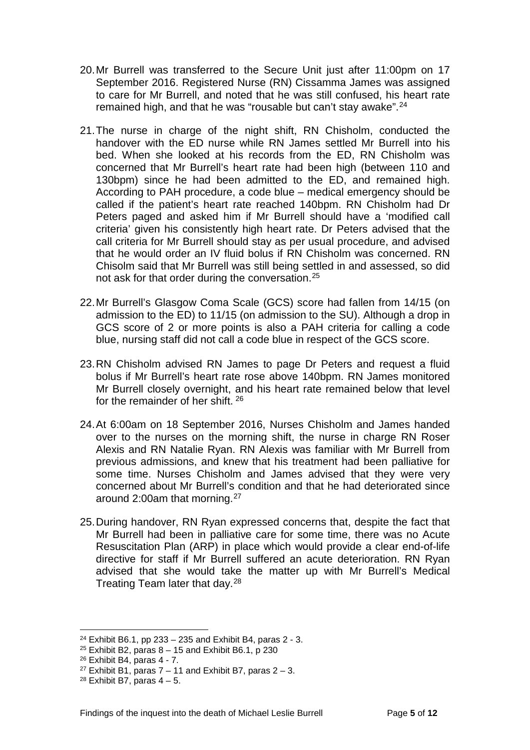20. Mr Burrell was transferred to the Secure Unit just after 11:00pm on 17 September 2016. Registered Nurse (RN) Cissamma James was assigned to care for Mr Burrell, and noted that he was still confused, his heart rate remained high, and that he was "rousable but can't stay awake".[24]

21. The nurse in charge of the night shift, RN Chisholm, conducted the handover with the ED nurse while RN James settled Mr Burrell into his bed. When she looked at his records from the ED, RN Chisholm was concerned that Mr Burrell's heart rate had been high (between 110 and 130bpm) since he had been admitted to the ED, and remained high. According to PAH procedure, a code blue – medical emergency should be called if the patient's heart rate reached 140bpm. RN Chisholm had Dr Peters paged and asked him if Mr Burrell should have a 'modified call criteria' given his consistently high heart rate. Dr Peters advised that the call criteria for Mr Burrell should stay as per usual procedure, and advised that he would order an IV fluid bolus if RN Chisholm was concerned. RN Chisolm said that Mr Burrell was still being settled in and assessed, so did not ask for that order during the conversation.[25]

22. Mr Burrell's Glasgow Coma Scale (GCS) score had fallen from 14/15 (on admission to the ED) to 11/15 (on admission to the SU). Although a drop in GCS score of 2 or more points is also a PAH criteria for calling a code blue, nursing staff did not call a code blue in respect of the GCS score.

23. RN Chisholm advised RN James to page Dr Peters and request a fluid bolus if Mr Burrell's heart rate rose above 140bpm. RN James monitored Mr Burrell closely overnight, and his heart rate remained below that level for the remainder of her shift.[26]

24. At 6:00am on 18 September 2016, Nurses Chisholm and James handed over to the nurses on the morning shift, the nurse in charge RN Roser Alexis and RN Natalie Ryan. RN Alexis was familiar with Mr Burrell from previous admissions, and knew that his treatment had been palliative for some time. Nurses Chisholm and James advised that they were very concerned about Mr Burrell's condition and that he had deteriorated since around 2:00am that morning.[27]

25. During handover, RN Ryan expressed concerns that, despite the fact that Mr Burrell had been in palliative care for some time, there was no Acute Resuscitation Plan (ARP) in place which would provide a clear end-of-life directive for staff if Mr Burrell suffered an acute deterioration. RN Ryan advised that she would take the matter up with Mr Burrell's Medical Treating Team later that day.[28]

---

[24] Exhibit B6.1, pp 233 – 235 and Exhibit B4, paras 2 - 3.

[25] Exhibit B2, paras 8 – 15 and Exhibit B6.1, p 230

[26] Exhibit B4, paras 4 - 7.

[27] Exhibit B1, paras 7 – 11 and Exhibit B7, paras 2 – 3.

[28] Exhibit B7, paras 4 – 5.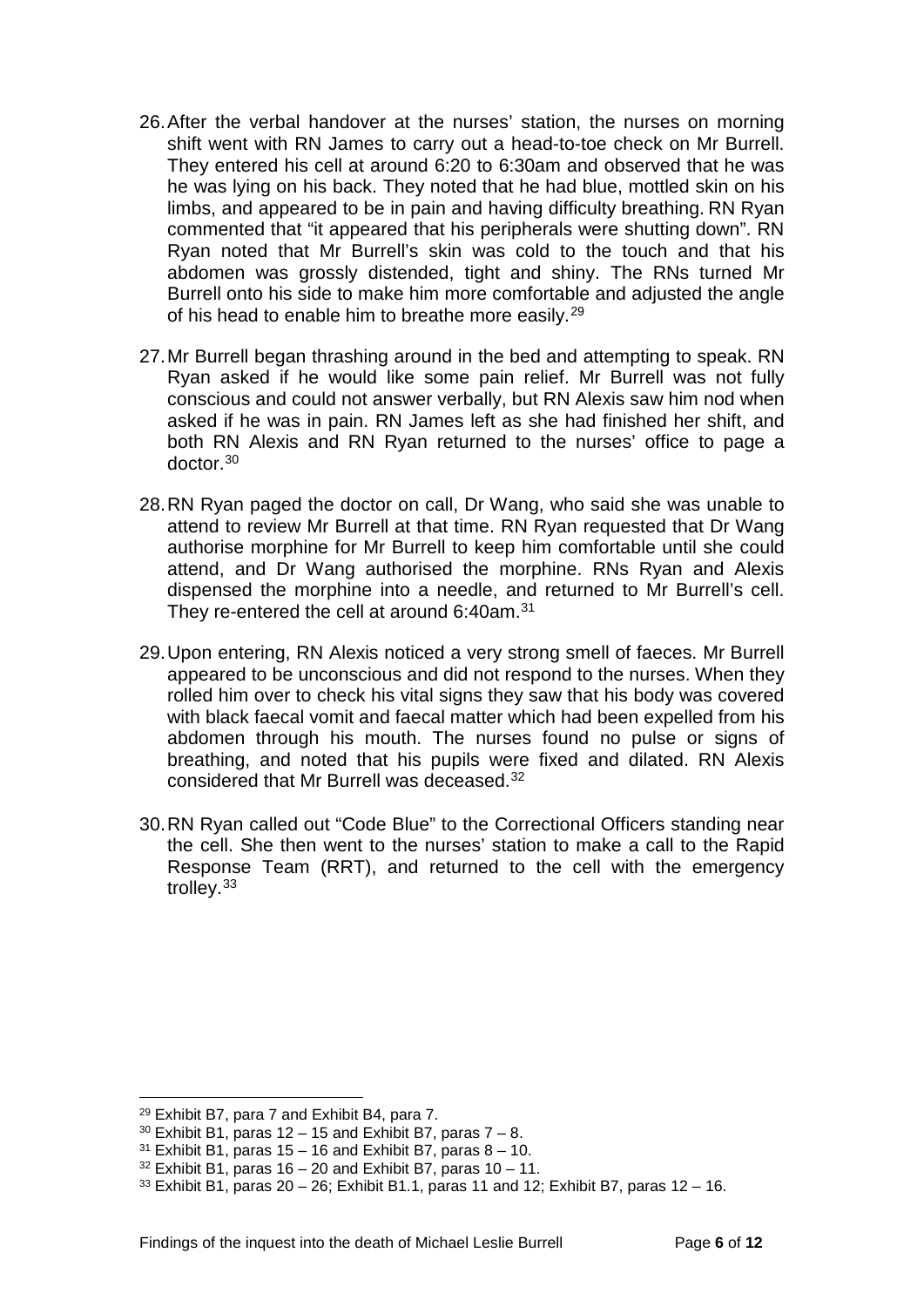26. After the verbal handover at the nurses' station, the nurses on morning shift went with RN James to carry out a head-to-toe check on Mr Burrell. They entered his cell at around 6:20 to 6:30am and observed that he was he was lying on his back. They noted that he had blue, mottled skin on his limbs, and appeared to be in pain and having difficulty breathing. RN Ryan commented that "it appeared that his peripherals were shutting down". RN Ryan noted that Mr Burrell's skin was cold to the touch and that his abdomen was grossly distended, tight and shiny. The RNs turned Mr Burrell onto his side to make him more comfortable and adjusted the angle of his head to enable him to breathe more easily.[29]

27. Mr Burrell began thrashing around in the bed and attempting to speak. RN Ryan asked if he would like some pain relief. Mr Burrell was not fully conscious and could not answer verbally, but RN Alexis saw him nod when asked if he was in pain. RN James left as she had finished her shift, and both RN Alexis and RN Ryan returned to the nurses' office to page a doctor.[30]

28. RN Ryan paged the doctor on call, Dr Wang, who said she was unable to attend to review Mr Burrell at that time. RN Ryan requested that Dr Wang authorise morphine for Mr Burrell to keep him comfortable until she could attend, and Dr Wang authorised the morphine. RNs Ryan and Alexis dispensed the morphine into a needle, and returned to Mr Burrell's cell. They re-entered the cell at around 6:40am.[31]

29. Upon entering, RN Alexis noticed a very strong smell of faeces. Mr Burrell appeared to be unconscious and did not respond to the nurses. When they rolled him over to check his vital signs they saw that his body was covered with black faecal vomit and faecal matter which had been expelled from his abdomen through his mouth. The nurses found no pulse or signs of breathing, and noted that his pupils were fixed and dilated. RN Alexis considered that Mr Burrell was deceased.[32]

30. RN Ryan called out "Code Blue" to the Correctional Officers standing near the cell. She then went to the nurses' station to make a call to the Rapid Response Team (RRT), and returned to the cell with the emergency trolley.[33]

---

[29] Exhibit B7, para 7 and Exhibit B4, para 7.

[30] Exhibit B1, paras 12 – 15 and Exhibit B7, paras 7 – 8.

[31] Exhibit B1, paras 15 – 16 and Exhibit B7, paras 8 – 10.

[32] Exhibit B1, paras 16 – 20 and Exhibit B7, paras 10 – 11.

[33] Exhibit B1, paras 20 – 26; Exhibit B1.1, paras 11 and 12; Exhibit B7, paras 12 – 16.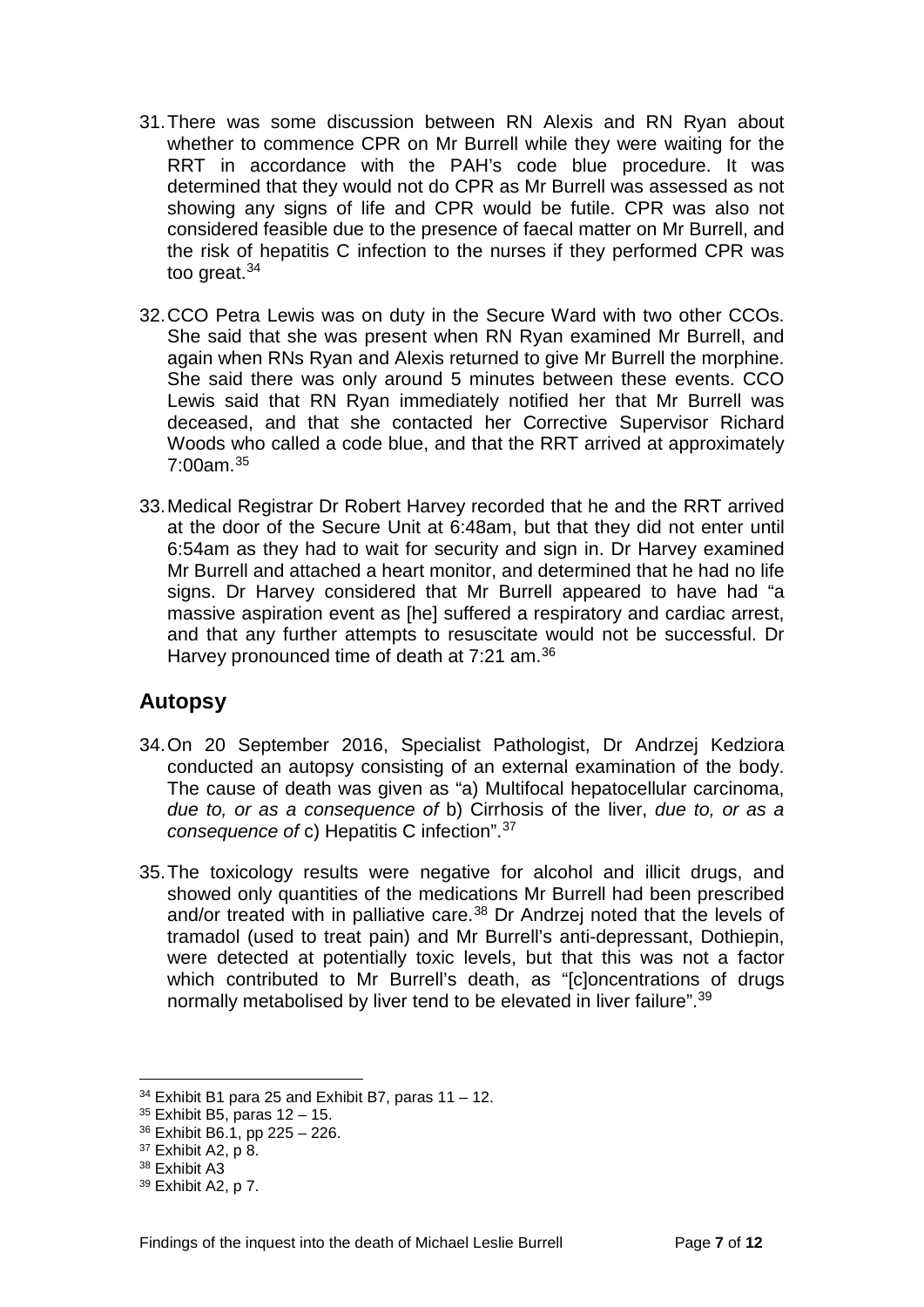31. There was some discussion between RN Alexis and RN Ryan about whether to commence CPR on Mr Burrell while they were waiting for the RRT in accordance with the PAH's code blue procedure. It was determined that they would not do CPR as Mr Burrell was assessed as not showing any signs of life and CPR would be futile. CPR was also not considered feasible due to the presence of faecal matter on Mr Burrell, and the risk of hepatitis C infection to the nurses if they performed CPR was too great.[34]

32. CCO Petra Lewis was on duty in the Secure Ward with two other CCOs. She said that she was present when RN Ryan examined Mr Burrell, and again when RNs Ryan and Alexis returned to give Mr Burrell the morphine. She said there was only around 5 minutes between these events. CCO Lewis said that RN Ryan immediately notified her that Mr Burrell was deceased, and that she contacted her Corrective Supervisor Richard Woods who called a code blue, and that the RRT arrived at approximately 7:00am.[35]

33. Medical Registrar Dr Robert Harvey recorded that he and the RRT arrived at the door of the Secure Unit at 6:48am, but that they did not enter until 6:54am as they had to wait for security and sign in. Dr Harvey examined Mr Burrell and attached a heart monitor, and determined that he had no life signs. Dr Harvey considered that Mr Burrell appeared to have had "a massive aspiration event as [he] suffered a respiratory and cardiac arrest, and that any further attempts to resuscitate would not be successful. Dr Harvey pronounced time of death at 7:21 am.[36]

## Autopsy

34. On 20 September 2016, Specialist Pathologist, Dr Andrzej Kedziora conducted an autopsy consisting of an external examination of the body. The cause of death was given as "a) Multifocal hepatocellular carcinoma, *due to, or as a consequence of* b) Cirrhosis of the liver, *due to, or as a consequence of* c) Hepatitis C infection".[37]

35. The toxicology results were negative for alcohol and illicit drugs, and showed only quantities of the medications Mr Burrell had been prescribed and/or treated with in palliative care.[38] Dr Andrzej noted that the levels of tramadol (used to treat pain) and Mr Burrell's anti-depressant, Dothiepin, were detected at potentially toxic levels, but that this was not a factor which contributed to Mr Burrell's death, as "[c]oncentrations of drugs normally metabolised by liver tend to be elevated in liver failure".[39]

---

[34] Exhibit B1 para 25 and Exhibit B7, paras 11 – 12.
[35] Exhibit B5, paras 12 – 15.
[36] Exhibit B6.1, pp 225 – 226.
[37] Exhibit A2, p 8.
[38] Exhibit A3
[39] Exhibit A2, p 7.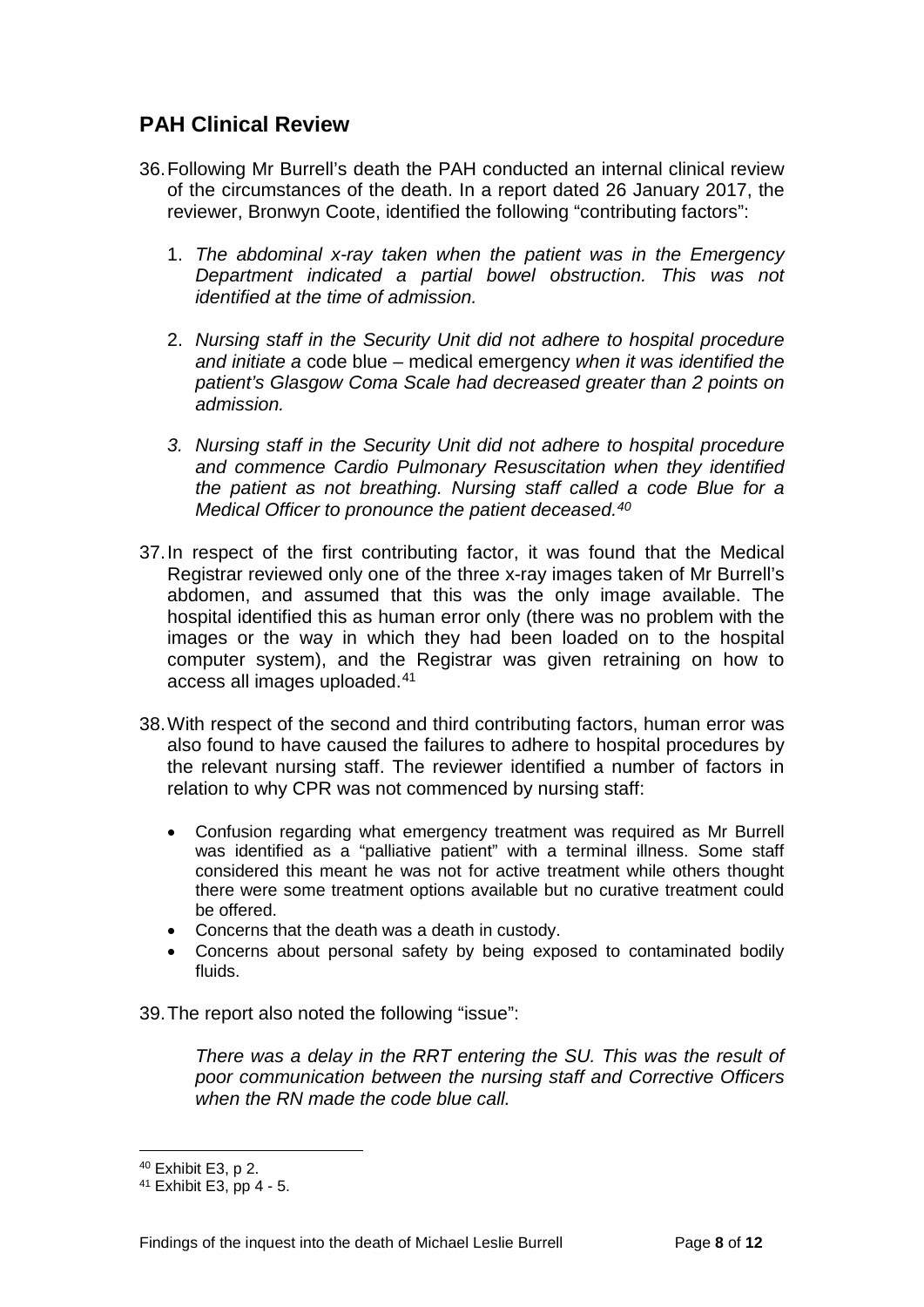## PAH Clinical Review

36. Following Mr Burrell's death the PAH conducted an internal clinical review of the circumstances of the death. In a report dated 26 January 2017, the reviewer, Bronwyn Coote, identified the following "contributing factors":

    1. *The abdominal x-ray taken when the patient was in the Emergency Department indicated a partial bowel obstruction. This was not identified at the time of admission.*

    2. *Nursing staff in the Security Unit did not adhere to hospital procedure and initiate a* code blue – medical emergency *when it was identified the patient's Glasgow Coma Scale had decreased greater than 2 points on admission.*

    3. *Nursing staff in the Security Unit did not adhere to hospital procedure and commence Cardio Pulmonary Resuscitation when they identified the patient as not breathing. Nursing staff called a code Blue for a Medical Officer to pronounce the patient deceased.*[40]

37. In respect of the first contributing factor, it was found that the Medical Registrar reviewed only one of the three x-ray images taken of Mr Burrell's abdomen, and assumed that this was the only image available. The hospital identified this as human error only (there was no problem with the images or the way in which they had been loaded on to the hospital computer system), and the Registrar was given retraining on how to access all images uploaded.[41]

38. With respect of the second and third contributing factors, human error was also found to have caused the failures to adhere to hospital procedures by the relevant nursing staff. The reviewer identified a number of factors in relation to why CPR was not commenced by nursing staff:

    - Confusion regarding what emergency treatment was required as Mr Burrell was identified as a "palliative patient" with a terminal illness. Some staff considered this meant he was not for active treatment while others thought there were some treatment options available but no curative treatment could be offered.
    - Concerns that the death was a death in custody.
    - Concerns about personal safety by being exposed to contaminated bodily fluids.

39. The report also noted the following "issue":

    *There was a delay in the RRT entering the SU. This was the result of poor communication between the nursing staff and Corrective Officers when the RN made the code blue call.*

---

[40] Exhibit E3, p 2.

[41] Exhibit E3, pp 4 - 5.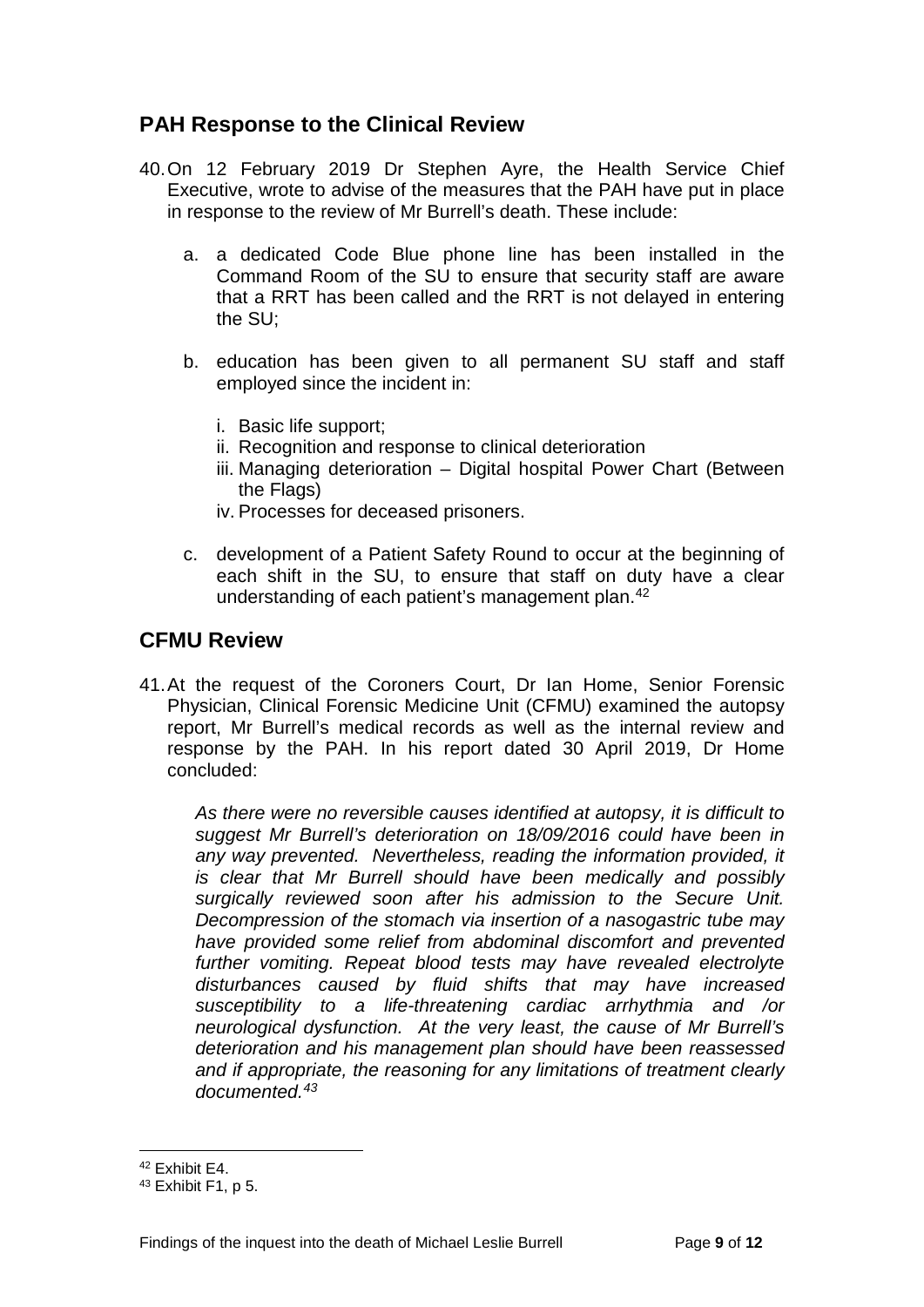## PAH Response to the Clinical Review

40. On 12 February 2019 Dr Stephen Ayre, the Health Service Chief Executive, wrote to advise of the measures that the PAH have put in place in response to the review of Mr Burrell's death. These include:

    a. a dedicated Code Blue phone line has been installed in the Command Room of the SU to ensure that security staff are aware that a RRT has been called and the RRT is not delayed in entering the SU;

    b. education has been given to all permanent SU staff and staff employed since the incident in:

        i. Basic life support;
        ii. Recognition and response to clinical deterioration
        iii. Managing deterioration – Digital hospital Power Chart (Between the Flags)
        iv. Processes for deceased prisoners.

    c. development of a Patient Safety Round to occur at the beginning of each shift in the SU, to ensure that staff on duty have a clear understanding of each patient's management plan.[42]

## CFMU Review

41. At the request of the Coroners Court, Dr Ian Home, Senior Forensic Physician, Clinical Forensic Medicine Unit (CFMU) examined the autopsy report, Mr Burrell's medical records as well as the internal review and response by the PAH. In his report dated 30 April 2019, Dr Home concluded:

    *As there were no reversible causes identified at autopsy, it is difficult to suggest Mr Burrell's deterioration on 18/09/2016 could have been in any way prevented. Nevertheless, reading the information provided, it is clear that Mr Burrell should have been medically and possibly surgically reviewed soon after his admission to the Secure Unit. Decompression of the stomach via insertion of a nasogastric tube may have provided some relief from abdominal discomfort and prevented further vomiting. Repeat blood tests may have revealed electrolyte disturbances caused by fluid shifts that may have increased susceptibility to a life-threatening cardiac arrhythmia and /or neurological dysfunction. At the very least, the cause of Mr Burrell's deterioration and his management plan should have been reassessed and if appropriate, the reasoning for any limitations of treatment clearly documented.*[43]

---

[42] Exhibit E4.

[43] Exhibit F1, p 5.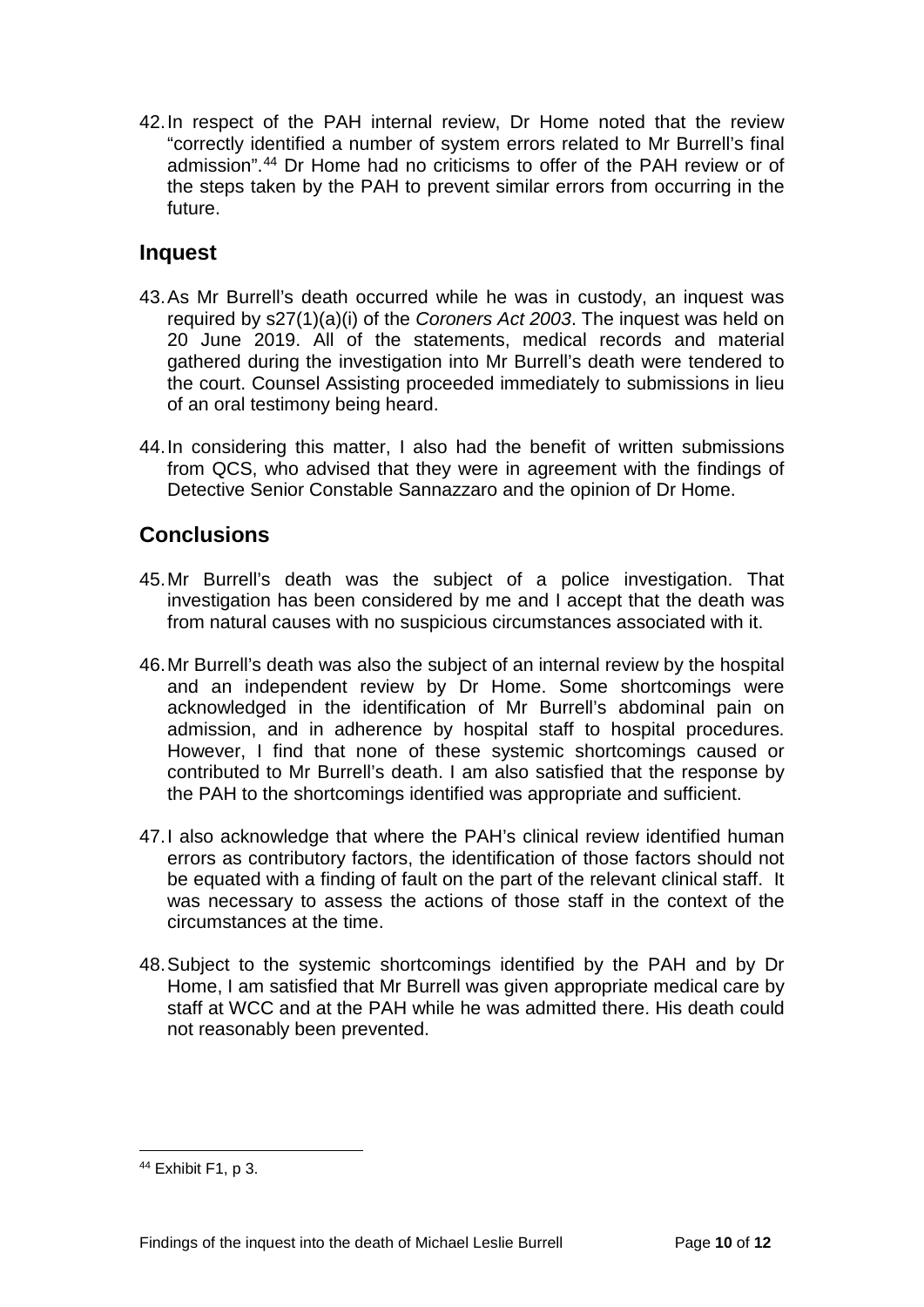42. In respect of the PAH internal review, Dr Home noted that the review "correctly identified a number of system errors related to Mr Burrell's final admission".[44] Dr Home had no criticisms to offer of the PAH review or of the steps taken by the PAH to prevent similar errors from occurring in the future.

## Inquest

43. As Mr Burrell's death occurred while he was in custody, an inquest was required by s27(1)(a)(i) of the *Coroners Act 2003*. The inquest was held on 20 June 2019. All of the statements, medical records and material gathered during the investigation into Mr Burrell's death were tendered to the court. Counsel Assisting proceeded immediately to submissions in lieu of an oral testimony being heard.

44. In considering this matter, I also had the benefit of written submissions from QCS, who advised that they were in agreement with the findings of Detective Senior Constable Sannazzaro and the opinion of Dr Home.

## Conclusions

45. Mr Burrell's death was the subject of a police investigation. That investigation has been considered by me and I accept that the death was from natural causes with no suspicious circumstances associated with it.

46. Mr Burrell's death was also the subject of an internal review by the hospital and an independent review by Dr Home. Some shortcomings were acknowledged in the identification of Mr Burrell's abdominal pain on admission, and in adherence by hospital staff to hospital procedures. However, I find that none of these systemic shortcomings caused or contributed to Mr Burrell's death. I am also satisfied that the response by the PAH to the shortcomings identified was appropriate and sufficient.

47. I also acknowledge that where the PAH's clinical review identified human errors as contributory factors, the identification of those factors should not be equated with a finding of fault on the part of the relevant clinical staff. It was necessary to assess the actions of those staff in the context of the circumstances at the time.

48. Subject to the systemic shortcomings identified by the PAH and by Dr Home, I am satisfied that Mr Burrell was given appropriate medical care by staff at WCC and at the PAH while he was admitted there. His death could not reasonably been prevented.

---

[44] Exhibit F1, p 3.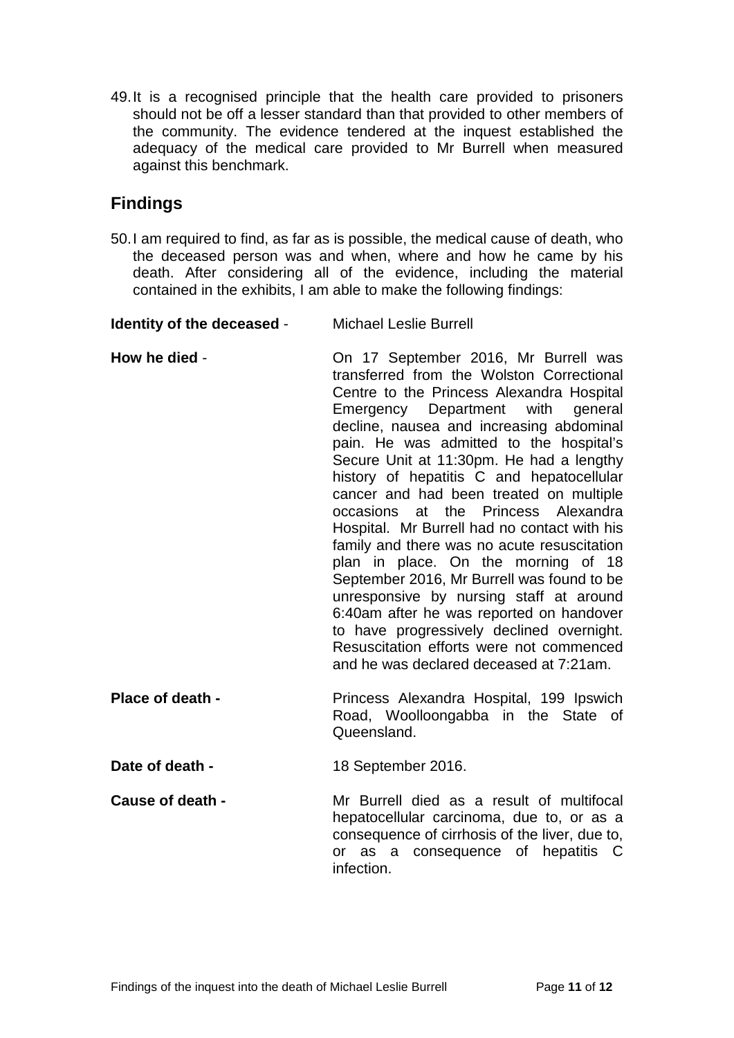49. It is a recognised principle that the health care provided to prisoners should not be off a lesser standard than that provided to other members of the community. The evidence tendered at the inquest established the adequacy of the medical care provided to Mr Burrell when measured against this benchmark.

## Findings

50. I am required to find, as far as is possible, the medical cause of death, who the deceased person was and when, where and how he came by his death. After considering all of the evidence, including the material contained in the exhibits, I am able to make the following findings:

**Identity of the deceased** - Michael Leslie Burrell

**How he died** - On 17 September 2016, Mr Burrell was transferred from the Wolston Correctional Centre to the Princess Alexandra Hospital Emergency Department with general decline, nausea and increasing abdominal pain. He was admitted to the hospital's Secure Unit at 11:30pm. He had a lengthy history of hepatitis C and hepatocellular cancer and had been treated on multiple occasions at the Princess Alexandra Hospital. Mr Burrell had no contact with his family and there was no acute resuscitation plan in place. On the morning of 18 September 2016, Mr Burrell was found to be unresponsive by nursing staff at around 6:40am after he was reported on handover to have progressively declined overnight. Resuscitation efforts were not commenced and he was declared deceased at 7:21am.

**Place of death -** Princess Alexandra Hospital, 199 Ipswich Road, Woolloongabba in the State of Queensland.

**Date of death -** 18 September 2016.

**Cause of death -** Mr Burrell died as a result of multifocal hepatocellular carcinoma, due to, or as a consequence of cirrhosis of the liver, due to, or as a consequence of hepatitis C infection.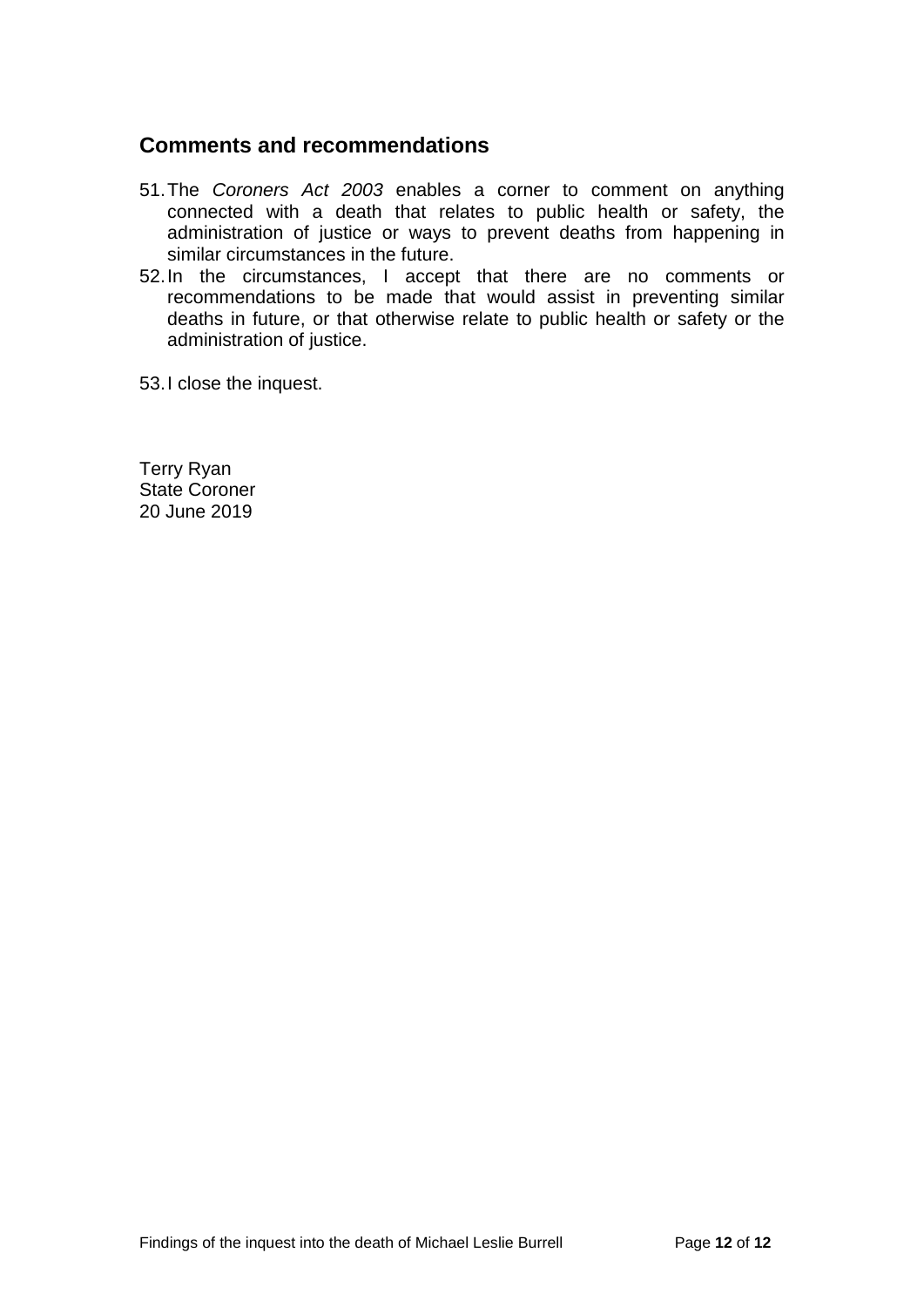## Comments and recommendations

51. The *Coroners Act 2003* enables a corner to comment on anything connected with a death that relates to public health or safety, the administration of justice or ways to prevent deaths from happening in similar circumstances in the future.
52. In the circumstances, I accept that there are no comments or recommendations to be made that would assist in preventing similar deaths in future, or that otherwise relate to public health or safety or the administration of justice.

53. I close the inquest.

Terry Ryan
State Coroner
20 June 2019